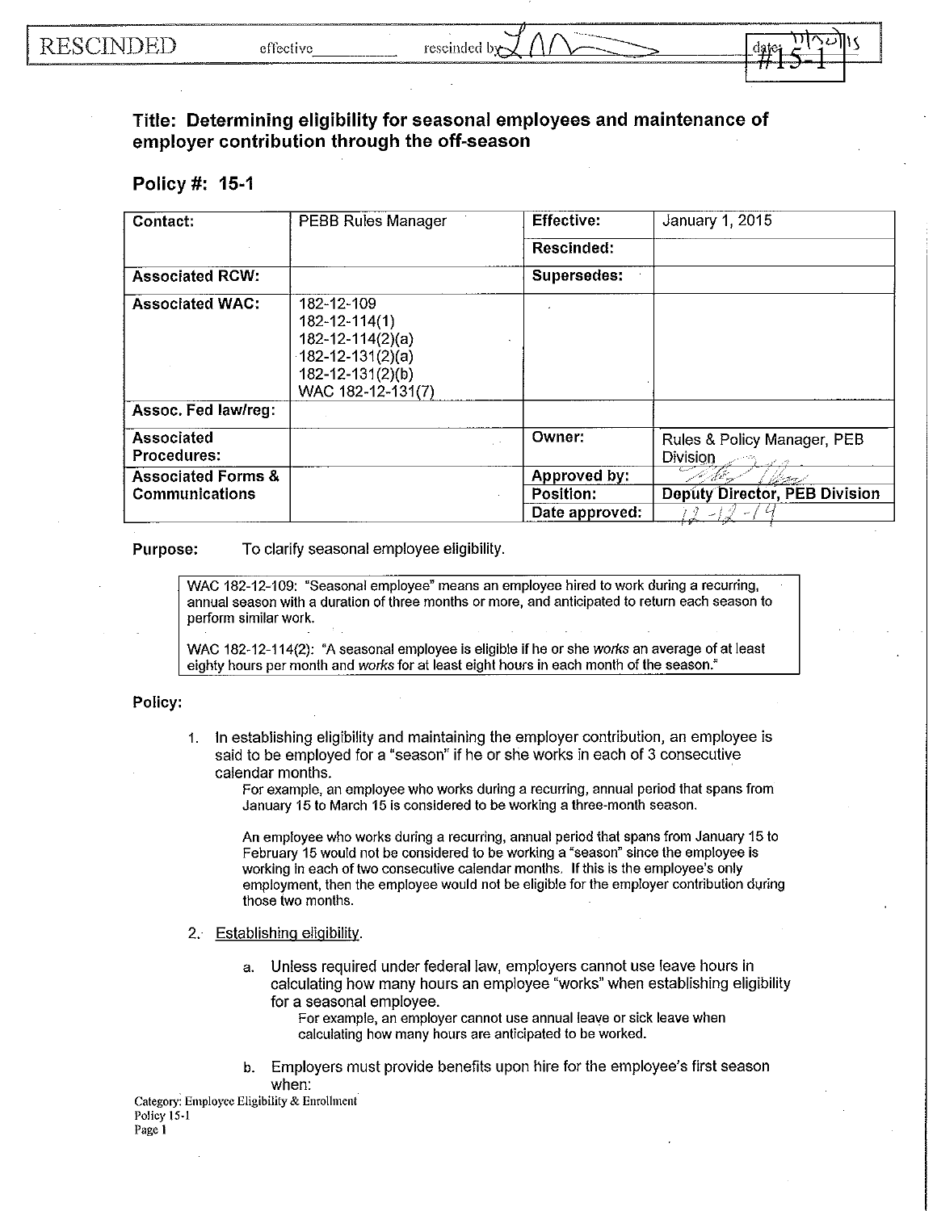RESCINDED effective\_\_\_\_\_\_\_\_ rescinded by LM date: 11/30/15 #15-1

## Title: Determining eligibility for seasonal employees and maintenance of employer contribution through the off-season

## Policy #: 15-1

| Contact: | PEBB Rules Manager | Effective: | January 1, 2015 |
|---|---|---|---|
| | | Rescinded: | |
| Associated RCW: | | Supersedes: | |
| Associated WAC: | 182-12-109<br>182-12-114(1)<br>182-12-114(2)(a)<br>182-12-131(2)(a)<br>182-12-131(2)(b)<br>WAC 182-12-131(7) | | |
| Assoc. Fed law/reg: | | | |
| Associated Procedures: | | Owner: | Rules & Policy Manager, PEB Division |
| Associated Forms & Communications | | Approved by: | |
| | | Position: | Deputy Director, PEB Division |
| | | Date approved: | 12-12-14 |

**Purpose:** To clarify seasonal employee eligibility.

> WAC 182-12-109: "Seasonal employee" means an employee hired to work during a recurring, annual season with a duration of three months or more, and anticipated to return each season to perform similar work.
>
> WAC 182-12-114(2): "A seasonal employee is eligible if he or she *works* an average of at least eighty hours per month and *works* for at least eight hours in each month of the season."

**Policy:**

1. In establishing eligibility and maintaining the employer contribution, an employee is said to be employed for a "season" if he or she works in each of 3 consecutive calendar months.

   For example, an employee who works during a recurring, annual period that spans from January 15 to March 15 is considered to be working a three-month season.

   An employee who works during a recurring, annual period that spans from January 15 to February 15 would not be considered to be working a "season" since the employee is working in each of two consecutive calendar months. If this is the employee's only employment, then the employee would not be eligible for the employer contribution during those two months.

2. Establishing eligibility.

   a. Unless required under federal law, employers cannot use leave hours in calculating how many hours an employee "works" when establishing eligibility for a seasonal employee.

      For example, an employer cannot use annual leave or sick leave when calculating how many hours are anticipated to be worked.

   b. Employers must provide benefits upon hire for the employee's first season when:

Category: Employee Eligibility & Enrollment
Policy 15-1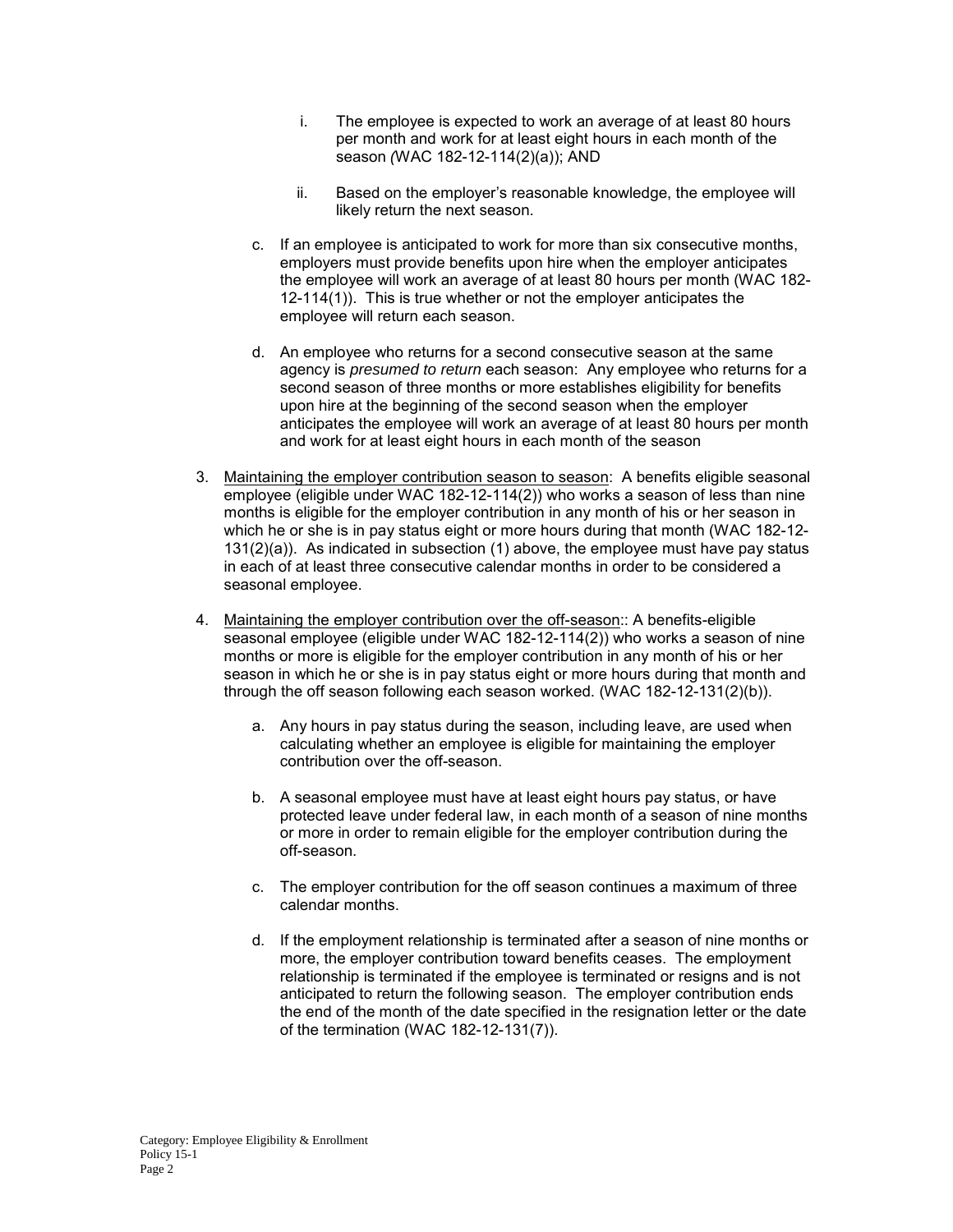i. The employee is expected to work an average of at least 80 hours per month and work for at least eight hours in each month of the season *(*WAC 182-12-114(2)(a)); AND

   ii. Based on the employer's reasonable knowledge, the employee will likely return the next season.

   c. If an employee is anticipated to work for more than six consecutive months, employers must provide benefits upon hire when the employer anticipates the employee will work an average of at least 80 hours per month (WAC 182-12-114(1)). This is true whether or not the employer anticipates the employee will return each season.

   d. An employee who returns for a second consecutive season at the same agency is *presumed to return* each season: Any employee who returns for a second season of three months or more establishes eligibility for benefits upon hire at the beginning of the second season when the employer anticipates the employee will work an average of at least 80 hours per month and work for at least eight hours in each month of the season

3. <u>Maintaining the employer contribution season to season</u>: A benefits eligible seasonal employee (eligible under WAC 182-12-114(2)) who works a season of less than nine months is eligible for the employer contribution in any month of his or her season in which he or she is in pay status eight or more hours during that month (WAC 182-12-131(2)(a)). As indicated in subsection (1) above, the employee must have pay status in each of at least three consecutive calendar months in order to be considered a seasonal employee.

4. <u>Maintaining the employer contribution over the off-season</u>:: A benefits-eligible seasonal employee (eligible under WAC 182-12-114(2)) who works a season of nine months or more is eligible for the employer contribution in any month of his or her season in which he or she is in pay status eight or more hours during that month and through the off season following each season worked. (WAC 182-12-131(2)(b)).

   a. Any hours in pay status during the season, including leave, are used when calculating whether an employee is eligible for maintaining the employer contribution over the off-season.

   b. A seasonal employee must have at least eight hours pay status, or have protected leave under federal law, in each month of a season of nine months or more in order to remain eligible for the employer contribution during the off-season.

   c. The employer contribution for the off season continues a maximum of three calendar months.

   d. If the employment relationship is terminated after a season of nine months or more, the employer contribution toward benefits ceases. The employment relationship is terminated if the employee is terminated or resigns and is not anticipated to return the following season. The employer contribution ends the end of the month of the date specified in the resignation letter or the date of the termination (WAC 182-12-131(7)).